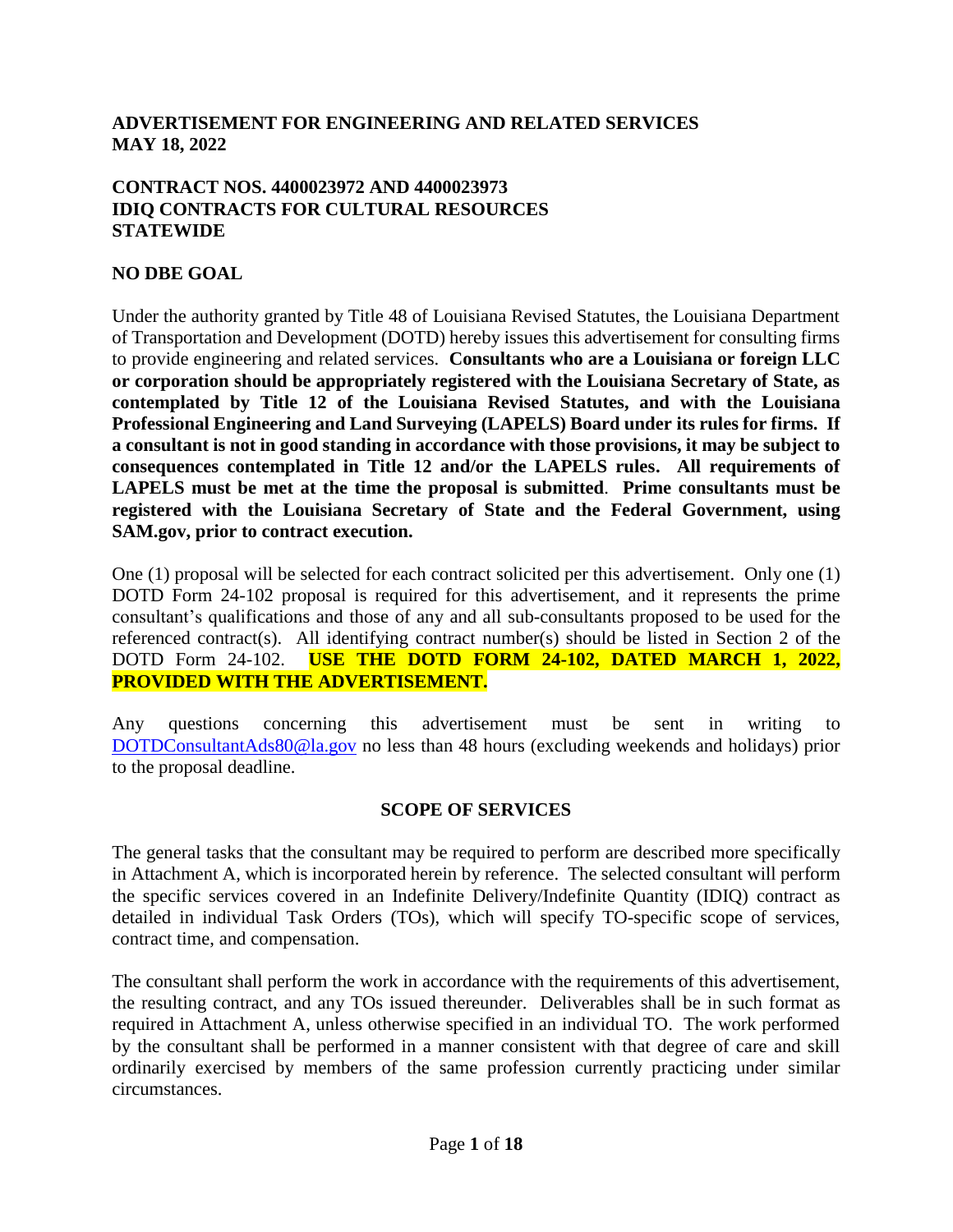**ADVERTISEMENT FOR ENGINEERING AND RELATED SERVICES**
**MAY 18, 2022**

**CONTRACT NOS. 4400023972 AND 4400023973**
**IDIQ CONTRACTS FOR CULTURAL RESOURCES**
**STATEWIDE**

**NO DBE GOAL**

Under the authority granted by Title 48 of Louisiana Revised Statutes, the Louisiana Department of Transportation and Development (DOTD) hereby issues this advertisement for consulting firms to provide engineering and related services. **Consultants who are a Louisiana or foreign LLC or corporation should be appropriately registered with the Louisiana Secretary of State, as contemplated by Title 12 of the Louisiana Revised Statutes, and with the Louisiana Professional Engineering and Land Surveying (LAPELS) Board under its rules for firms. If a consultant is not in good standing in accordance with those provisions, it may be subject to consequences contemplated in Title 12 and/or the LAPELS rules. All requirements of LAPELS must be met at the time the proposal is submitted**. **Prime consultants must be registered with the Louisiana Secretary of State and the Federal Government, using SAM.gov, prior to contract execution.**

One (1) proposal will be selected for each contract solicited per this advertisement. Only one (1) DOTD Form 24-102 proposal is required for this advertisement, and it represents the prime consultant's qualifications and those of any and all sub-consultants proposed to be used for the referenced contract(s). All identifying contract number(s) should be listed in Section 2 of the DOTD Form 24-102. **USE THE DOTD FORM 24-102, DATED MARCH 1, 2022, PROVIDED WITH THE ADVERTISEMENT.**

Any questions concerning this advertisement must be sent in writing to DOTDConsultantAds80@la.gov no less than 48 hours (excluding weekends and holidays) prior to the proposal deadline.

## SCOPE OF SERVICES

The general tasks that the consultant may be required to perform are described more specifically in Attachment A, which is incorporated herein by reference. The selected consultant will perform the specific services covered in an Indefinite Delivery/Indefinite Quantity (IDIQ) contract as detailed in individual Task Orders (TOs), which will specify TO-specific scope of services, contract time, and compensation.

The consultant shall perform the work in accordance with the requirements of this advertisement, the resulting contract, and any TOs issued thereunder. Deliverables shall be in such format as required in Attachment A, unless otherwise specified in an individual TO. The work performed by the consultant shall be performed in a manner consistent with that degree of care and skill ordinarily exercised by members of the same profession currently practicing under similar circumstances.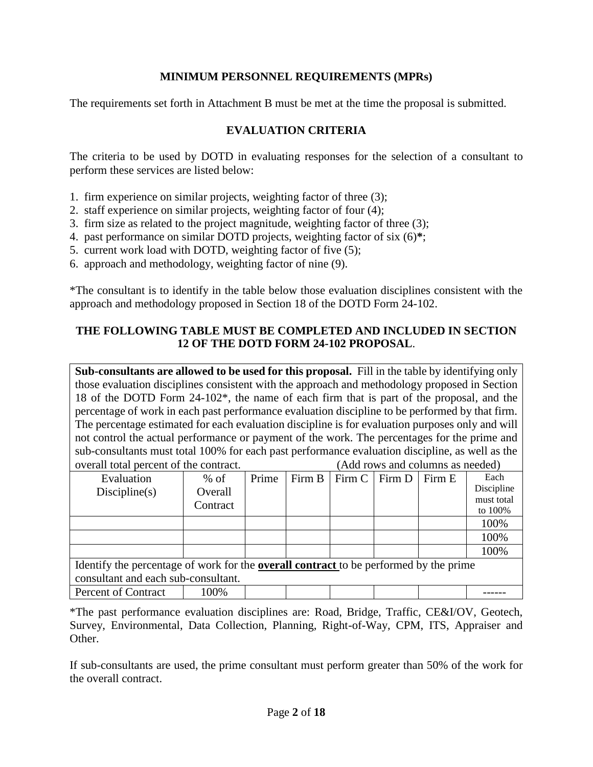## MINIMUM PERSONNEL REQUIREMENTS (MPRs)

The requirements set forth in Attachment B must be met at the time the proposal is submitted.

## EVALUATION CRITERIA

The criteria to be used by DOTD in evaluating responses for the selection of a consultant to perform these services are listed below:

1. firm experience on similar projects, weighting factor of three (3);
2. staff experience on similar projects, weighting factor of four (4);
3. firm size as related to the project magnitude, weighting factor of three (3);
4. past performance on similar DOTD projects, weighting factor of six (6)**\***;
5. current work load with DOTD, weighting factor of five (5);
6. approach and methodology, weighting factor of nine (9).

*The consultant is to identify in the table below those evaluation disciplines consistent with the approach and methodology proposed in Section 18 of the DOTD Form 24-102.

**THE FOLLOWING TABLE MUST BE COMPLETED AND INCLUDED IN SECTION 12 OF THE DOTD FORM 24-102 PROPOSAL**.

**Sub-consultants are allowed to be used for this proposal.** Fill in the table by identifying only those evaluation disciplines consistent with the approach and methodology proposed in Section 18 of the DOTD Form 24-102*, the name of each firm that is part of the proposal, and the percentage of work in each past performance evaluation discipline to be performed by that firm. The percentage estimated for each evaluation discipline is for evaluation purposes only and will not control the actual performance or payment of the work. The percentages for the prime and sub-consultants must total 100% for each past performance evaluation discipline, as well as the overall total percent of the contract. (Add rows and columns as needed)

| Evaluation Discipline(s) | % of Overall Contract | Prime | Firm B | Firm C | Firm D | Firm E | Each Discipline must total to 100% |
|---|---|---|---|---|---|---|---|
| | | | | | | | 100% |
| | | | | | | | 100% |
| | | | | | | | 100% |
| Identify the percentage of work for the **<u>overall contract</u>** to be performed by the prime consultant and each sub-consultant. | | | | | | | |
| Percent of Contract | 100% | | | | | | ------ |

*The past performance evaluation disciplines are: Road, Bridge, Traffic, CE&I/OV, Geotech, Survey, Environmental, Data Collection, Planning, Right-of-Way, CPM, ITS, Appraiser and Other.

If sub-consultants are used, the prime consultant must perform greater than 50% of the work for the overall contract.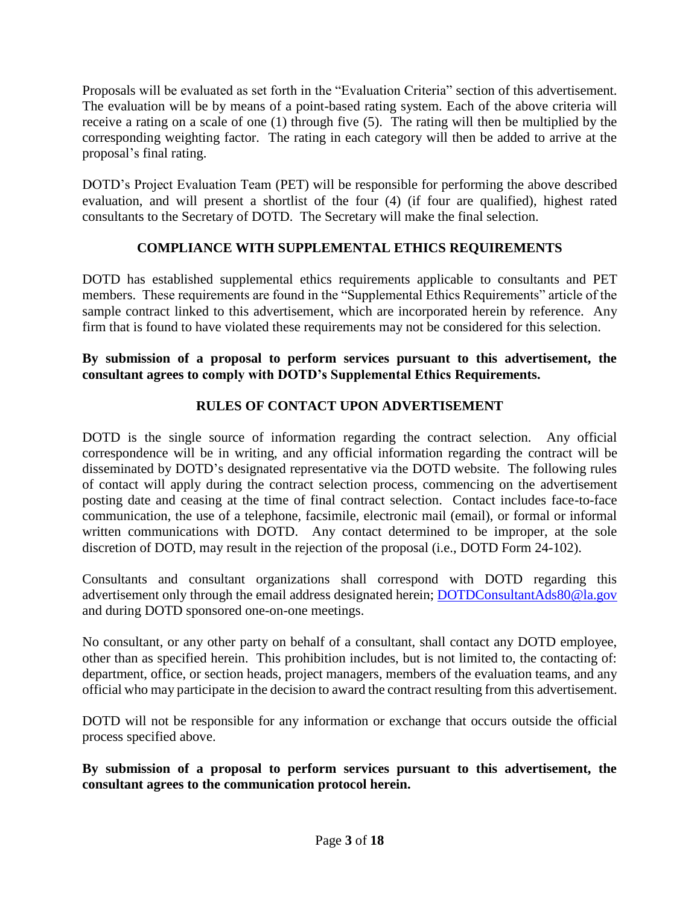Proposals will be evaluated as set forth in the "Evaluation Criteria" section of this advertisement. The evaluation will be by means of a point-based rating system. Each of the above criteria will receive a rating on a scale of one (1) through five (5). The rating will then be multiplied by the corresponding weighting factor. The rating in each category will then be added to arrive at the proposal's final rating.

DOTD's Project Evaluation Team (PET) will be responsible for performing the above described evaluation, and will present a shortlist of the four (4) (if four are qualified), highest rated consultants to the Secretary of DOTD. The Secretary will make the final selection.

## COMPLIANCE WITH SUPPLEMENTAL ETHICS REQUIREMENTS

DOTD has established supplemental ethics requirements applicable to consultants and PET members. These requirements are found in the "Supplemental Ethics Requirements" article of the sample contract linked to this advertisement, which are incorporated herein by reference. Any firm that is found to have violated these requirements may not be considered for this selection.

**By submission of a proposal to perform services pursuant to this advertisement, the consultant agrees to comply with DOTD's Supplemental Ethics Requirements.**

## RULES OF CONTACT UPON ADVERTISEMENT

DOTD is the single source of information regarding the contract selection. Any official correspondence will be in writing, and any official information regarding the contract will be disseminated by DOTD's designated representative via the DOTD website. The following rules of contact will apply during the contract selection process, commencing on the advertisement posting date and ceasing at the time of final contract selection. Contact includes face-to-face communication, the use of a telephone, facsimile, electronic mail (email), or formal or informal written communications with DOTD. Any contact determined to be improper, at the sole discretion of DOTD, may result in the rejection of the proposal (i.e., DOTD Form 24-102).

Consultants and consultant organizations shall correspond with DOTD regarding this advertisement only through the email address designated herein; DOTDConsultantAds80@la.gov and during DOTD sponsored one-on-one meetings.

No consultant, or any other party on behalf of a consultant, shall contact any DOTD employee, other than as specified herein. This prohibition includes, but is not limited to, the contacting of: department, office, or section heads, project managers, members of the evaluation teams, and any official who may participate in the decision to award the contract resulting from this advertisement.

DOTD will not be responsible for any information or exchange that occurs outside the official process specified above.

**By submission of a proposal to perform services pursuant to this advertisement, the consultant agrees to the communication protocol herein.**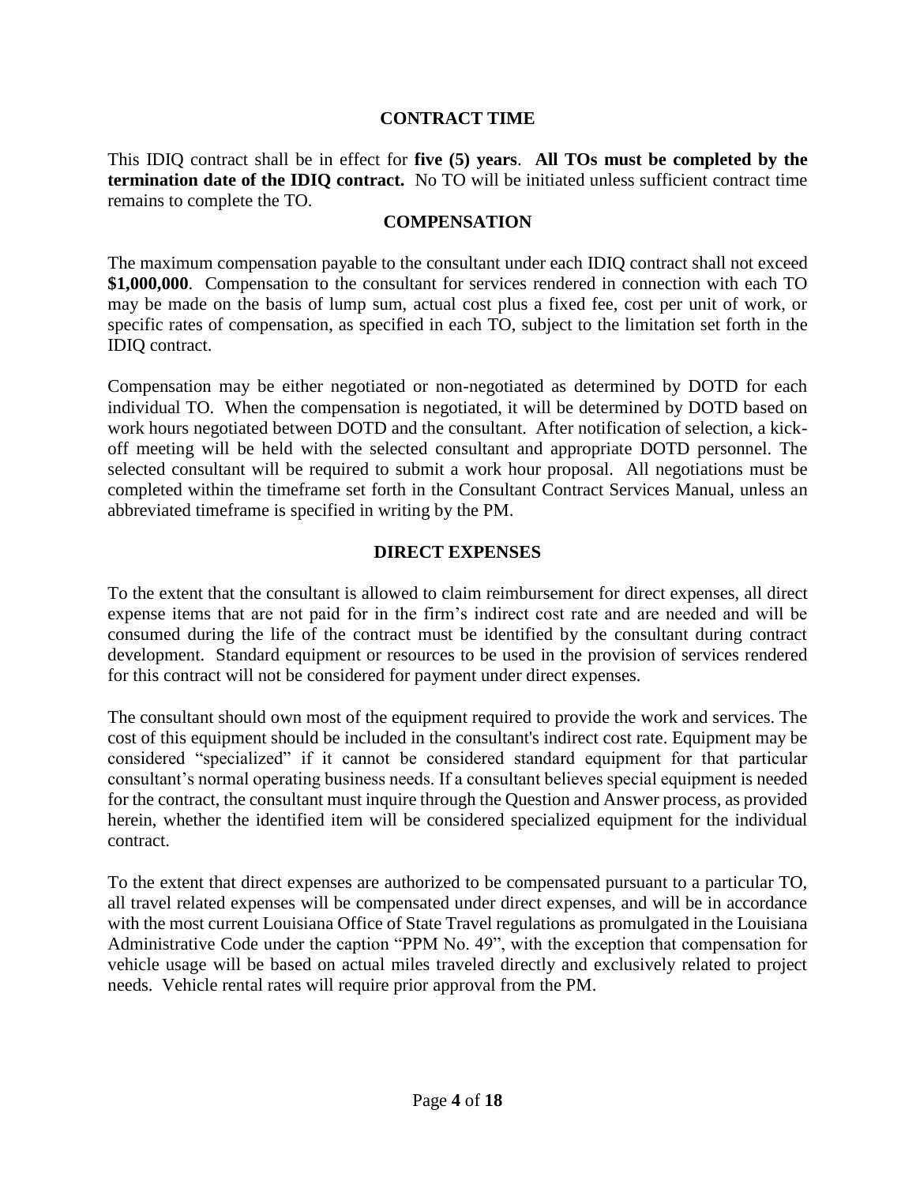## CONTRACT TIME

This IDIQ contract shall be in effect for **five (5) years**. **All TOs must be completed by the termination date of the IDIQ contract.** No TO will be initiated unless sufficient contract time remains to complete the TO.

## COMPENSATION

The maximum compensation payable to the consultant under each IDIQ contract shall not exceed **$1,000,000**. Compensation to the consultant for services rendered in connection with each TO may be made on the basis of lump sum, actual cost plus a fixed fee, cost per unit of work, or specific rates of compensation, as specified in each TO, subject to the limitation set forth in the IDIQ contract.

Compensation may be either negotiated or non-negotiated as determined by DOTD for each individual TO. When the compensation is negotiated, it will be determined by DOTD based on work hours negotiated between DOTD and the consultant. After notification of selection, a kick-off meeting will be held with the selected consultant and appropriate DOTD personnel. The selected consultant will be required to submit a work hour proposal. All negotiations must be completed within the timeframe set forth in the Consultant Contract Services Manual, unless an abbreviated timeframe is specified in writing by the PM.

## DIRECT EXPENSES

To the extent that the consultant is allowed to claim reimbursement for direct expenses, all direct expense items that are not paid for in the firm's indirect cost rate and are needed and will be consumed during the life of the contract must be identified by the consultant during contract development. Standard equipment or resources to be used in the provision of services rendered for this contract will not be considered for payment under direct expenses.

The consultant should own most of the equipment required to provide the work and services. The cost of this equipment should be included in the consultant's indirect cost rate. Equipment may be considered "specialized" if it cannot be considered standard equipment for that particular consultant's normal operating business needs. If a consultant believes special equipment is needed for the contract, the consultant must inquire through the Question and Answer process, as provided herein, whether the identified item will be considered specialized equipment for the individual contract.

To the extent that direct expenses are authorized to be compensated pursuant to a particular TO, all travel related expenses will be compensated under direct expenses, and will be in accordance with the most current Louisiana Office of State Travel regulations as promulgated in the Louisiana Administrative Code under the caption "PPM No. 49", with the exception that compensation for vehicle usage will be based on actual miles traveled directly and exclusively related to project needs. Vehicle rental rates will require prior approval from the PM.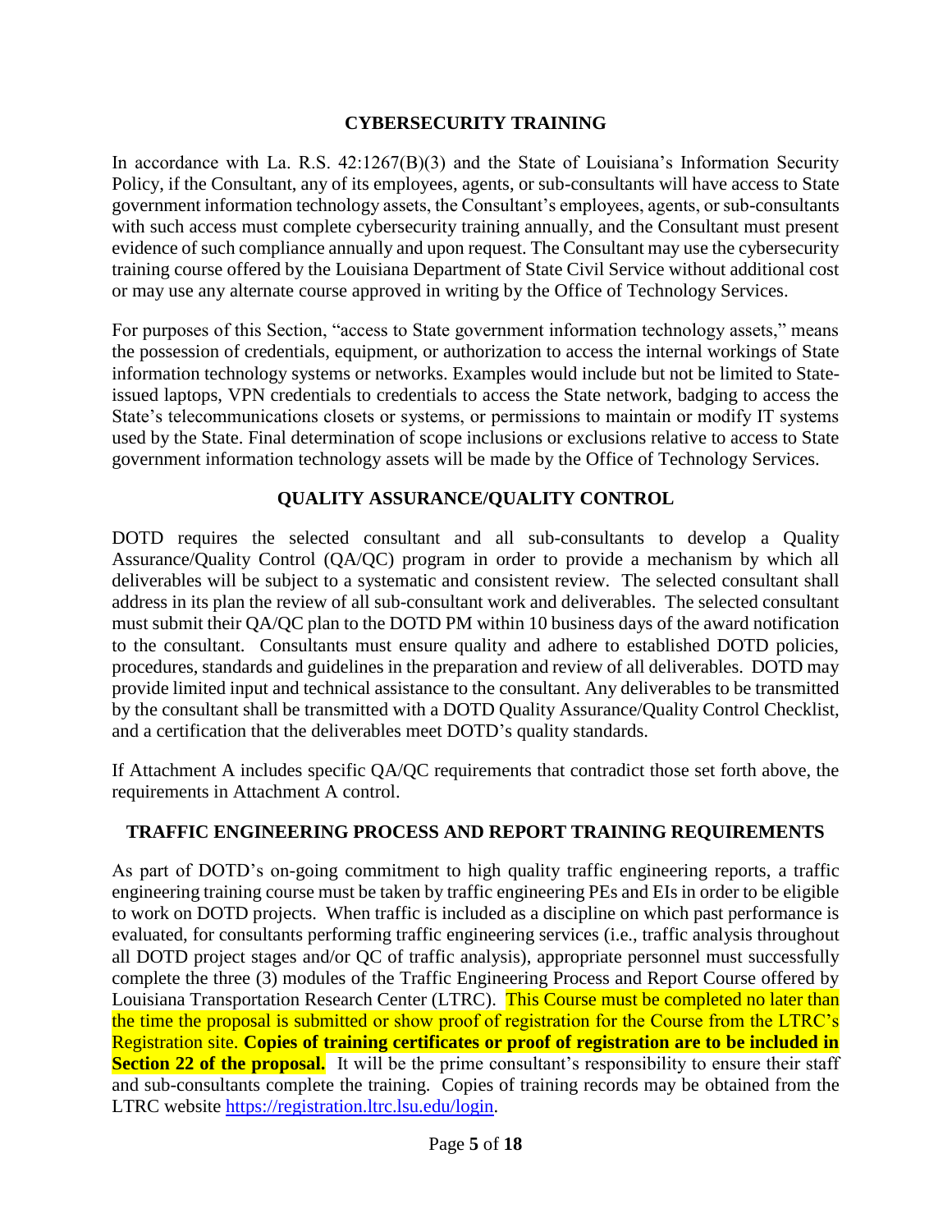## CYBERSECURITY TRAINING

In accordance with La. R.S. 42:1267(B)(3) and the State of Louisiana's Information Security Policy, if the Consultant, any of its employees, agents, or sub-consultants will have access to State government information technology assets, the Consultant's employees, agents, or sub-consultants with such access must complete cybersecurity training annually, and the Consultant must present evidence of such compliance annually and upon request. The Consultant may use the cybersecurity training course offered by the Louisiana Department of State Civil Service without additional cost or may use any alternate course approved in writing by the Office of Technology Services.

For purposes of this Section, "access to State government information technology assets," means the possession of credentials, equipment, or authorization to access the internal workings of State information technology systems or networks. Examples would include but not be limited to State-issued laptops, VPN credentials to credentials to access the State network, badging to access the State's telecommunications closets or systems, or permissions to maintain or modify IT systems used by the State. Final determination of scope inclusions or exclusions relative to access to State government information technology assets will be made by the Office of Technology Services.

## QUALITY ASSURANCE/QUALITY CONTROL

DOTD requires the selected consultant and all sub-consultants to develop a Quality Assurance/Quality Control (QA/QC) program in order to provide a mechanism by which all deliverables will be subject to a systematic and consistent review. The selected consultant shall address in its plan the review of all sub-consultant work and deliverables. The selected consultant must submit their QA/QC plan to the DOTD PM within 10 business days of the award notification to the consultant. Consultants must ensure quality and adhere to established DOTD policies, procedures, standards and guidelines in the preparation and review of all deliverables. DOTD may provide limited input and technical assistance to the consultant. Any deliverables to be transmitted by the consultant shall be transmitted with a DOTD Quality Assurance/Quality Control Checklist, and a certification that the deliverables meet DOTD's quality standards.

If Attachment A includes specific QA/QC requirements that contradict those set forth above, the requirements in Attachment A control.

## TRAFFIC ENGINEERING PROCESS AND REPORT TRAINING REQUIREMENTS

As part of DOTD's on-going commitment to high quality traffic engineering reports, a traffic engineering training course must be taken by traffic engineering PEs and EIs in order to be eligible to work on DOTD projects. When traffic is included as a discipline on which past performance is evaluated, for consultants performing traffic engineering services (i.e., traffic analysis throughout all DOTD project stages and/or QC of traffic analysis), appropriate personnel must successfully complete the three (3) modules of the Traffic Engineering Process and Report Course offered by Louisiana Transportation Research Center (LTRC). This Course must be completed no later than the time the proposal is submitted or show proof of registration for the Course from the LTRC's Registration site. **Copies of training certificates or proof of registration are to be included in Section 22 of the proposal.** It will be the prime consultant's responsibility to ensure their staff and sub-consultants complete the training. Copies of training records may be obtained from the LTRC website [https://registration.ltrc.lsu.edu/login](https://registration.ltrc.lsu.edu/login).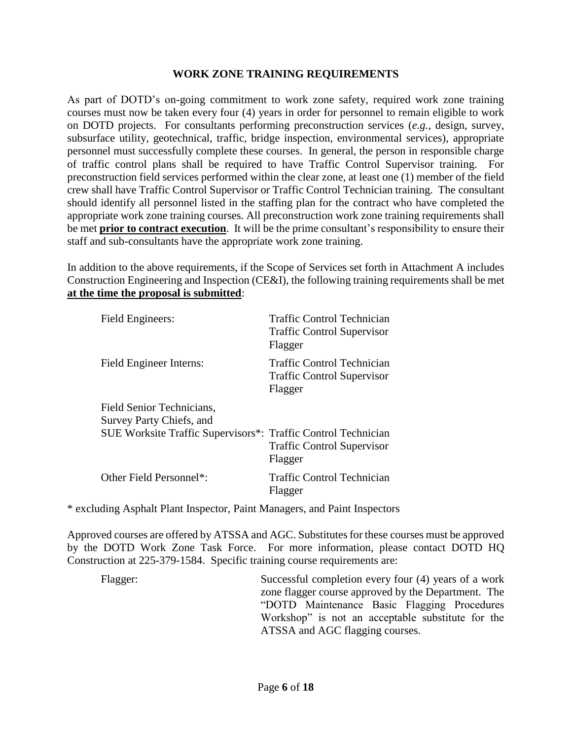## WORK ZONE TRAINING REQUIREMENTS

As part of DOTD's on-going commitment to work zone safety, required work zone training courses must now be taken every four (4) years in order for personnel to remain eligible to work on DOTD projects. For consultants performing preconstruction services (*e.g.*, design, survey, subsurface utility, geotechnical, traffic, bridge inspection, environmental services), appropriate personnel must successfully complete these courses. In general, the person in responsible charge of traffic control plans shall be required to have Traffic Control Supervisor training. For preconstruction field services performed within the clear zone, at least one (1) member of the field crew shall have Traffic Control Supervisor or Traffic Control Technician training. The consultant should identify all personnel listed in the staffing plan for the contract who have completed the appropriate work zone training courses. All preconstruction work zone training requirements shall be met **prior to contract execution**. It will be the prime consultant's responsibility to ensure their staff and sub-consultants have the appropriate work zone training.

In addition to the above requirements, if the Scope of Services set forth in Attachment A includes Construction Engineering and Inspection (CE&I), the following training requirements shall be met **at the time the proposal is submitted**:

| Personnel | Required Training |
|---|---|
| Field Engineers: | Traffic Control Technician<br>Traffic Control Supervisor<br>Flagger |
| Field Engineer Interns: | Traffic Control Technician<br>Traffic Control Supervisor<br>Flagger |
| Field Senior Technicians,<br>Survey Party Chiefs, and<br>SUE Worksite Traffic Supervisors*: | Traffic Control Technician<br>Traffic Control Supervisor<br>Flagger |
| Other Field Personnel*: | Traffic Control Technician<br>Flagger |

\* excluding Asphalt Plant Inspector, Paint Managers, and Paint Inspectors

Approved courses are offered by ATSSA and AGC. Substitutes for these courses must be approved by the DOTD Work Zone Task Force. For more information, please contact DOTD HQ Construction at 225-379-1584. Specific training course requirements are:

Flagger: Successful completion every four (4) years of a work zone flagger course approved by the Department. The "DOTD Maintenance Basic Flagging Procedures Workshop" is not an acceptable substitute for the ATSSA and AGC flagging courses.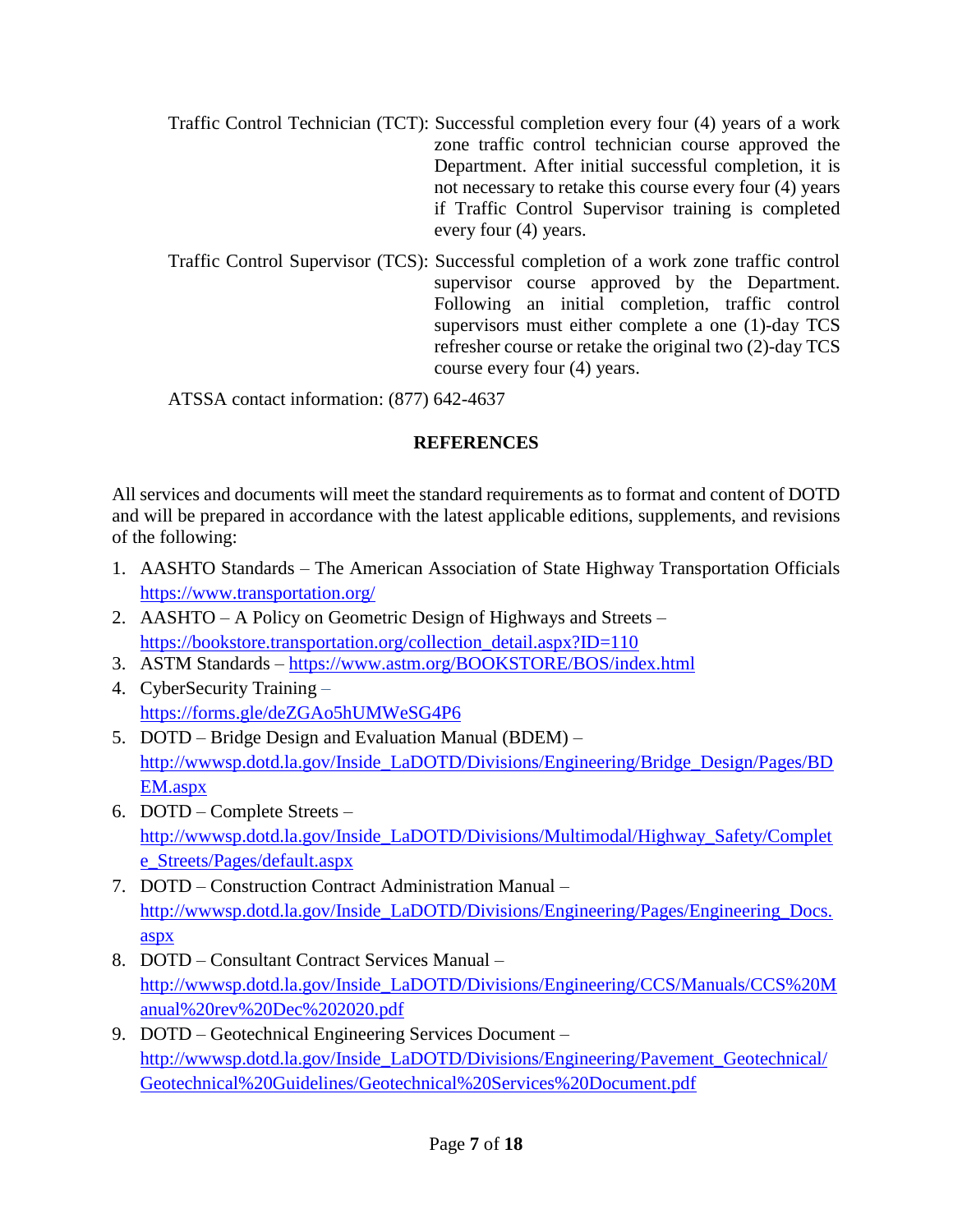Traffic Control Technician (TCT): Successful completion every four (4) years of a work zone traffic control technician course approved the Department. After initial successful completion, it is not necessary to retake this course every four (4) years if Traffic Control Supervisor training is completed every four (4) years.

Traffic Control Supervisor (TCS): Successful completion of a work zone traffic control supervisor course approved by the Department. Following an initial completion, traffic control supervisors must either complete a one (1)-day TCS refresher course or retake the original two (2)-day TCS course every four (4) years.

ATSSA contact information: (877) 642-4637

## REFERENCES

All services and documents will meet the standard requirements as to format and content of DOTD and will be prepared in accordance with the latest applicable editions, supplements, and revisions of the following:

1. AASHTO Standards – The American Association of State Highway Transportation Officials https://www.transportation.org/
2. AASHTO – A Policy on Geometric Design of Highways and Streets – https://bookstore.transportation.org/collection_detail.aspx?ID=110
3. ASTM Standards – https://www.astm.org/BOOKSTORE/BOS/index.html
4. CyberSecurity Training – https://forms.gle/deZGAo5hUMWeSG4P6
5. DOTD – Bridge Design and Evaluation Manual (BDEM) – http://wwwsp.dotd.la.gov/Inside_LaDOTD/Divisions/Engineering/Bridge_Design/Pages/BDEM.aspx
6. DOTD – Complete Streets – http://wwwsp.dotd.la.gov/Inside_LaDOTD/Divisions/Multimodal/Highway_Safety/Complete_Streets/Pages/default.aspx
7. DOTD – Construction Contract Administration Manual – http://wwwsp.dotd.la.gov/Inside_LaDOTD/Divisions/Engineering/Pages/Engineering_Docs.aspx
8. DOTD – Consultant Contract Services Manual – http://wwwsp.dotd.la.gov/Inside_LaDOTD/Divisions/Engineering/CCS/Manuals/CCS%20Manual%20rev%20Dec%202020.pdf
9. DOTD – Geotechnical Engineering Services Document – http://wwwsp.dotd.la.gov/Inside_LaDOTD/Divisions/Engineering/Pavement_Geotechnical/Geotechnical%20Guidelines/Geotechnical%20Services%20Document.pdf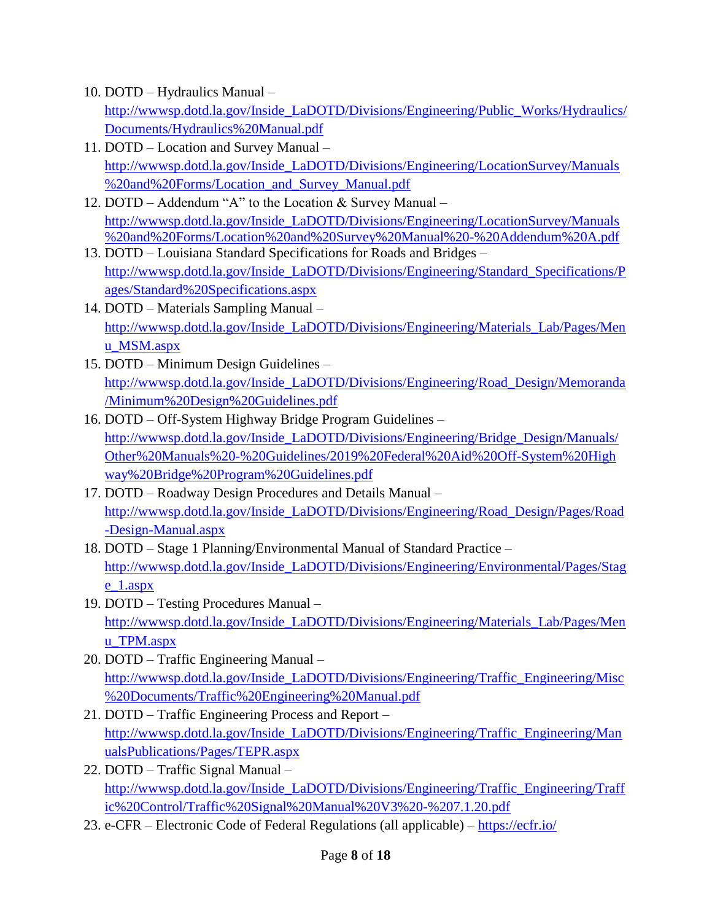10. DOTD – Hydraulics Manual – http://wwwsp.dotd.la.gov/Inside_LaDOTD/Divisions/Engineering/Public_Works/Hydraulics/Documents/Hydraulics%20Manual.pdf
11. DOTD – Location and Survey Manual – http://wwwsp.dotd.la.gov/Inside_LaDOTD/Divisions/Engineering/LocationSurvey/Manuals%20and%20Forms/Location_and_Survey_Manual.pdf
12. DOTD – Addendum "A" to the Location & Survey Manual – http://wwwsp.dotd.la.gov/Inside_LaDOTD/Divisions/Engineering/LocationSurvey/Manuals%20and%20Forms/Location%20and%20Survey%20Manual%20-%20Addendum%20A.pdf
13. DOTD – Louisiana Standard Specifications for Roads and Bridges – http://wwwsp.dotd.la.gov/Inside_LaDOTD/Divisions/Engineering/Standard_Specifications/Pages/Standard%20Specifications.aspx
14. DOTD – Materials Sampling Manual – http://wwwsp.dotd.la.gov/Inside_LaDOTD/Divisions/Engineering/Materials_Lab/Pages/Menu_MSM.aspx
15. DOTD – Minimum Design Guidelines – http://wwwsp.dotd.la.gov/Inside_LaDOTD/Divisions/Engineering/Road_Design/Memoranda/Minimum%20Design%20Guidelines.pdf
16. DOTD – Off-System Highway Bridge Program Guidelines – http://wwwsp.dotd.la.gov/Inside_LaDOTD/Divisions/Engineering/Bridge_Design/Manuals/Other%20Manuals%20-%20Guidelines/2019%20Federal%20Aid%20Off-System%20Highway%20Bridge%20Program%20Guidelines.pdf
17. DOTD – Roadway Design Procedures and Details Manual – http://wwwsp.dotd.la.gov/Inside_LaDOTD/Divisions/Engineering/Road_Design/Pages/Road-Design-Manual.aspx
18. DOTD – Stage 1 Planning/Environmental Manual of Standard Practice – http://wwwsp.dotd.la.gov/Inside_LaDOTD/Divisions/Engineering/Environmental/Pages/Stage_1.aspx
19. DOTD – Testing Procedures Manual – http://wwwsp.dotd.la.gov/Inside_LaDOTD/Divisions/Engineering/Materials_Lab/Pages/Menu_TPM.aspx
20. DOTD – Traffic Engineering Manual – http://wwwsp.dotd.la.gov/Inside_LaDOTD/Divisions/Engineering/Traffic_Engineering/Misc%20Documents/Traffic%20Engineering%20Manual.pdf
21. DOTD – Traffic Engineering Process and Report – http://wwwsp.dotd.la.gov/Inside_LaDOTD/Divisions/Engineering/Traffic_Engineering/ManualsPublications/Pages/TEPR.aspx
22. DOTD – Traffic Signal Manual – http://wwwsp.dotd.la.gov/Inside_LaDOTD/Divisions/Engineering/Traffic_Engineering/Traffic%20Control/Traffic%20Signal%20Manual%20V3%20-%207.1.20.pdf
23. e-CFR – Electronic Code of Federal Regulations (all applicable) – https://ecfr.io/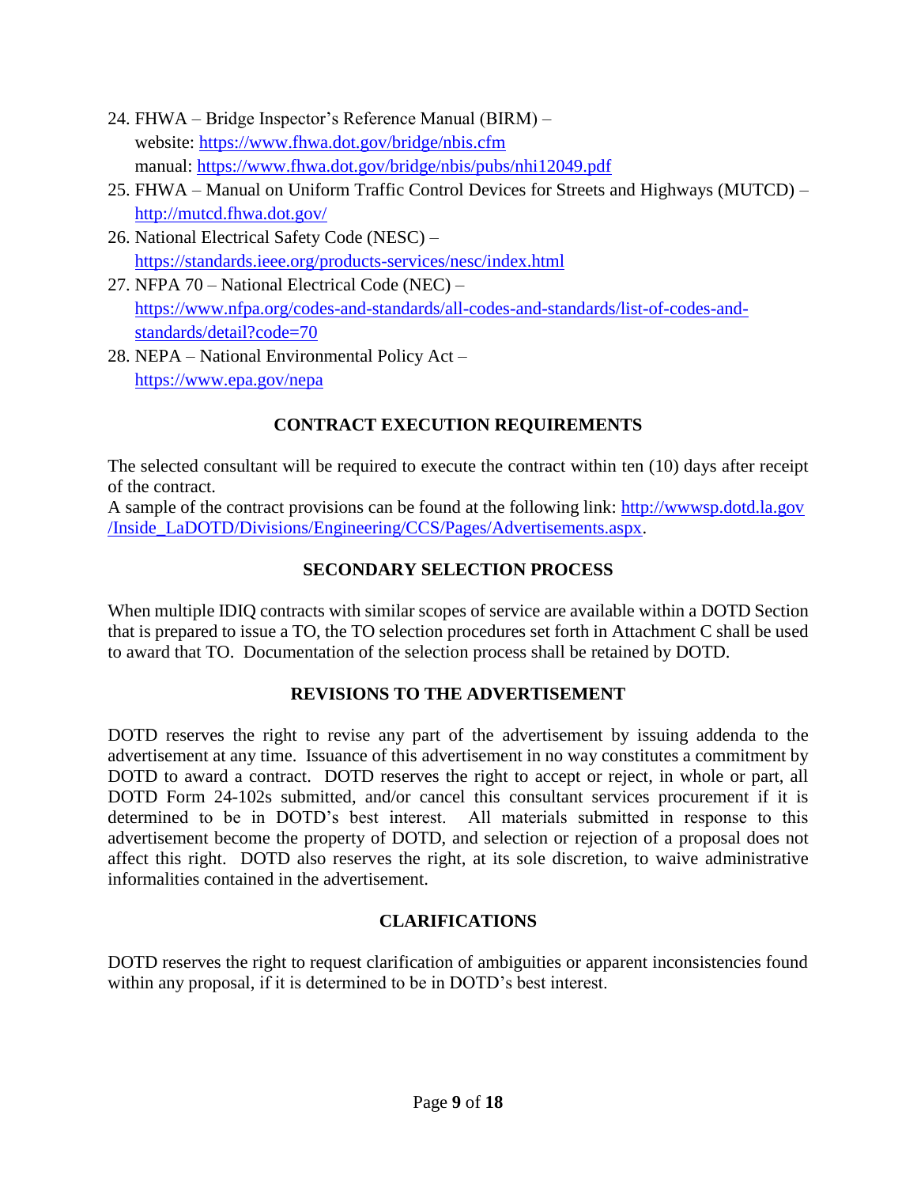24. FHWA – Bridge Inspector's Reference Manual (BIRM) –
    website: https://www.fhwa.dot.gov/bridge/nbis.cfm
    manual: https://www.fhwa.dot.gov/bridge/nbis/pubs/nhi12049.pdf
25. FHWA – Manual on Uniform Traffic Control Devices for Streets and Highways (MUTCD) – http://mutcd.fhwa.dot.gov/
26. National Electrical Safety Code (NESC) – https://standards.ieee.org/products-services/nesc/index.html
27. NFPA 70 – National Electrical Code (NEC) – https://www.nfpa.org/codes-and-standards/all-codes-and-standards/list-of-codes-and-standards/detail?code=70
28. NEPA – National Environmental Policy Act – https://www.epa.gov/nepa

## CONTRACT EXECUTION REQUIREMENTS

The selected consultant will be required to execute the contract within ten (10) days after receipt of the contract.
A sample of the contract provisions can be found at the following link: http://wwwsp.dotd.la.gov/Inside_LaDOTD/Divisions/Engineering/CCS/Pages/Advertisements.aspx.

## SECONDARY SELECTION PROCESS

When multiple IDIQ contracts with similar scopes of service are available within a DOTD Section that is prepared to issue a TO, the TO selection procedures set forth in Attachment C shall be used to award that TO. Documentation of the selection process shall be retained by DOTD.

## REVISIONS TO THE ADVERTISEMENT

DOTD reserves the right to revise any part of the advertisement by issuing addenda to the advertisement at any time. Issuance of this advertisement in no way constitutes a commitment by DOTD to award a contract. DOTD reserves the right to accept or reject, in whole or part, all DOTD Form 24-102s submitted, and/or cancel this consultant services procurement if it is determined to be in DOTD's best interest. All materials submitted in response to this advertisement become the property of DOTD, and selection or rejection of a proposal does not affect this right. DOTD also reserves the right, at its sole discretion, to waive administrative informalities contained in the advertisement.

## CLARIFICATIONS

DOTD reserves the right to request clarification of ambiguities or apparent inconsistencies found within any proposal, if it is determined to be in DOTD's best interest.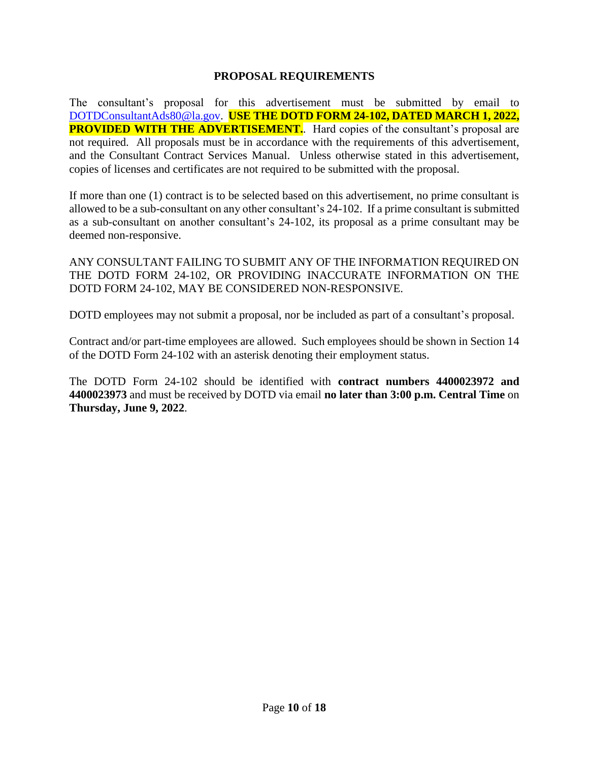## PROPOSAL REQUIREMENTS

The consultant's proposal for this advertisement must be submitted by email to DOTDConsultantAds80@la.gov. **USE THE DOTD FORM 24-102, DATED MARCH 1, 2022, PROVIDED WITH THE ADVERTISEMENT.**. Hard copies of the consultant's proposal are not required. All proposals must be in accordance with the requirements of this advertisement, and the Consultant Contract Services Manual. Unless otherwise stated in this advertisement, copies of licenses and certificates are not required to be submitted with the proposal.

If more than one (1) contract is to be selected based on this advertisement, no prime consultant is allowed to be a sub-consultant on any other consultant's 24-102. If a prime consultant is submitted as a sub-consultant on another consultant's 24-102, its proposal as a prime consultant may be deemed non-responsive.

ANY CONSULTANT FAILING TO SUBMIT ANY OF THE INFORMATION REQUIRED ON THE DOTD FORM 24-102, OR PROVIDING INACCURATE INFORMATION ON THE DOTD FORM 24-102, MAY BE CONSIDERED NON-RESPONSIVE.

DOTD employees may not submit a proposal, nor be included as part of a consultant's proposal.

Contract and/or part-time employees are allowed. Such employees should be shown in Section 14 of the DOTD Form 24-102 with an asterisk denoting their employment status.

The DOTD Form 24-102 should be identified with **contract numbers 4400023972 and 4400023973** and must be received by DOTD via email **no later than 3:00 p.m. Central Time** on **Thursday, June 9, 2022**.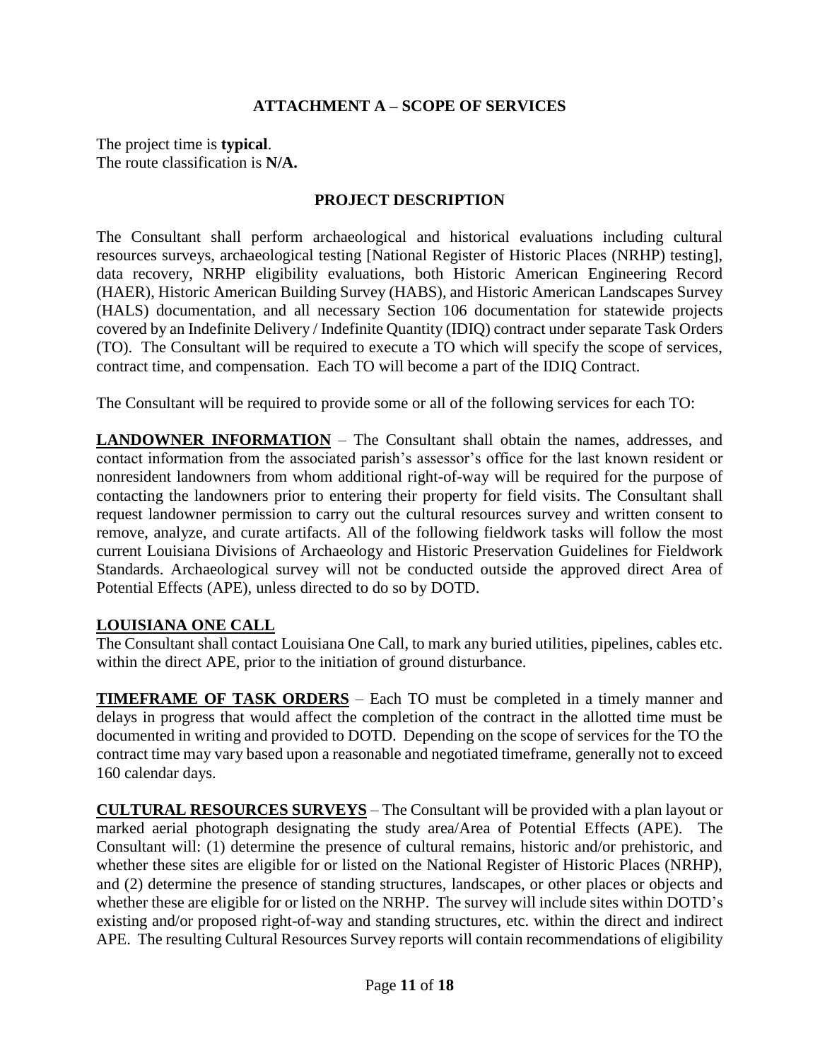## ATTACHMENT A – SCOPE OF SERVICES

The project time is **typical**.
The route classification is **N/A.**

### PROJECT DESCRIPTION

The Consultant shall perform archaeological and historical evaluations including cultural resources surveys, archaeological testing [National Register of Historic Places (NRHP) testing], data recovery, NRHP eligibility evaluations, both Historic American Engineering Record (HAER), Historic American Building Survey (HABS), and Historic American Landscapes Survey (HALS) documentation, and all necessary Section 106 documentation for statewide projects covered by an Indefinite Delivery / Indefinite Quantity (IDIQ) contract under separate Task Orders (TO). The Consultant will be required to execute a TO which will specify the scope of services, contract time, and compensation. Each TO will become a part of the IDIQ Contract.

The Consultant will be required to provide some or all of the following services for each TO:

**LANDOWNER INFORMATION** – The Consultant shall obtain the names, addresses, and contact information from the associated parish's assessor's office for the last known resident or nonresident landowners from whom additional right-of-way will be required for the purpose of contacting the landowners prior to entering their property for field visits. The Consultant shall request landowner permission to carry out the cultural resources survey and written consent to remove, analyze, and curate artifacts. All of the following fieldwork tasks will follow the most current Louisiana Divisions of Archaeology and Historic Preservation Guidelines for Fieldwork Standards. Archaeological survey will not be conducted outside the approved direct Area of Potential Effects (APE), unless directed to do so by DOTD.

**LOUISIANA ONE CALL**

The Consultant shall contact Louisiana One Call, to mark any buried utilities, pipelines, cables etc. within the direct APE, prior to the initiation of ground disturbance.

**TIMEFRAME OF TASK ORDERS** – Each TO must be completed in a timely manner and delays in progress that would affect the completion of the contract in the allotted time must be documented in writing and provided to DOTD. Depending on the scope of services for the TO the contract time may vary based upon a reasonable and negotiated timeframe, generally not to exceed 160 calendar days.

**CULTURAL RESOURCES SURVEYS** – The Consultant will be provided with a plan layout or marked aerial photograph designating the study area/Area of Potential Effects (APE). The Consultant will: (1) determine the presence of cultural remains, historic and/or prehistoric, and whether these sites are eligible for or listed on the National Register of Historic Places (NRHP), and (2) determine the presence of standing structures, landscapes, or other places or objects and whether these are eligible for or listed on the NRHP. The survey will include sites within DOTD's existing and/or proposed right-of-way and standing structures, etc. within the direct and indirect APE. The resulting Cultural Resources Survey reports will contain recommendations of eligibility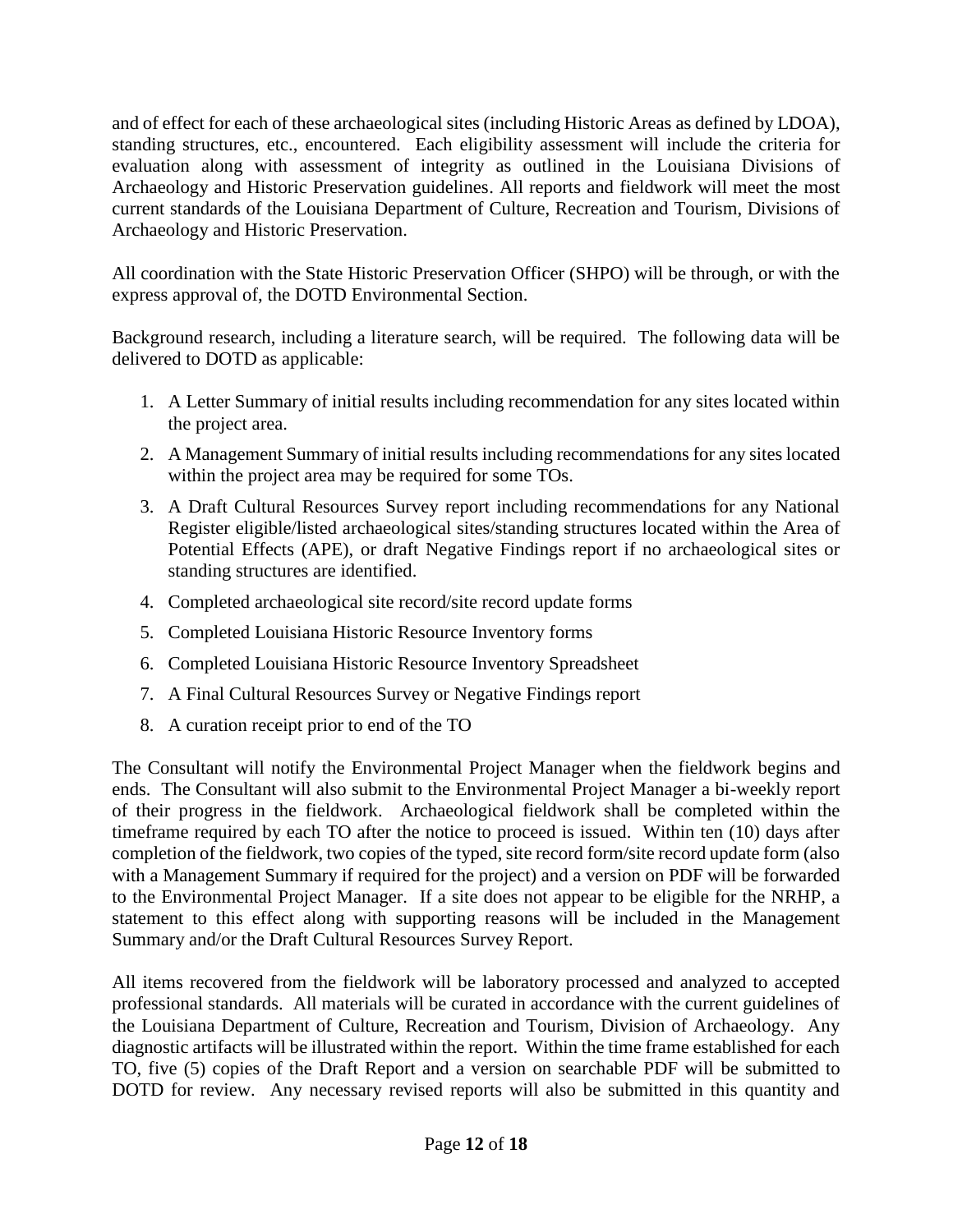and of effect for each of these archaeological sites (including Historic Areas as defined by LDOA), standing structures, etc., encountered. Each eligibility assessment will include the criteria for evaluation along with assessment of integrity as outlined in the Louisiana Divisions of Archaeology and Historic Preservation guidelines. All reports and fieldwork will meet the most current standards of the Louisiana Department of Culture, Recreation and Tourism, Divisions of Archaeology and Historic Preservation.

All coordination with the State Historic Preservation Officer (SHPO) will be through, or with the express approval of, the DOTD Environmental Section.

Background research, including a literature search, will be required. The following data will be delivered to DOTD as applicable:

1. A Letter Summary of initial results including recommendation for any sites located within the project area.
2. A Management Summary of initial results including recommendations for any sites located within the project area may be required for some TOs.
3. A Draft Cultural Resources Survey report including recommendations for any National Register eligible/listed archaeological sites/standing structures located within the Area of Potential Effects (APE), or draft Negative Findings report if no archaeological sites or standing structures are identified.
4. Completed archaeological site record/site record update forms
5. Completed Louisiana Historic Resource Inventory forms
6. Completed Louisiana Historic Resource Inventory Spreadsheet
7. A Final Cultural Resources Survey or Negative Findings report
8. A curation receipt prior to end of the TO

The Consultant will notify the Environmental Project Manager when the fieldwork begins and ends. The Consultant will also submit to the Environmental Project Manager a bi-weekly report of their progress in the fieldwork. Archaeological fieldwork shall be completed within the timeframe required by each TO after the notice to proceed is issued. Within ten (10) days after completion of the fieldwork, two copies of the typed, site record form/site record update form (also with a Management Summary if required for the project) and a version on PDF will be forwarded to the Environmental Project Manager. If a site does not appear to be eligible for the NRHP, a statement to this effect along with supporting reasons will be included in the Management Summary and/or the Draft Cultural Resources Survey Report.

All items recovered from the fieldwork will be laboratory processed and analyzed to accepted professional standards. All materials will be curated in accordance with the current guidelines of the Louisiana Department of Culture, Recreation and Tourism, Division of Archaeology. Any diagnostic artifacts will be illustrated within the report. Within the time frame established for each TO, five (5) copies of the Draft Report and a version on searchable PDF will be submitted to DOTD for review. Any necessary revised reports will also be submitted in this quantity and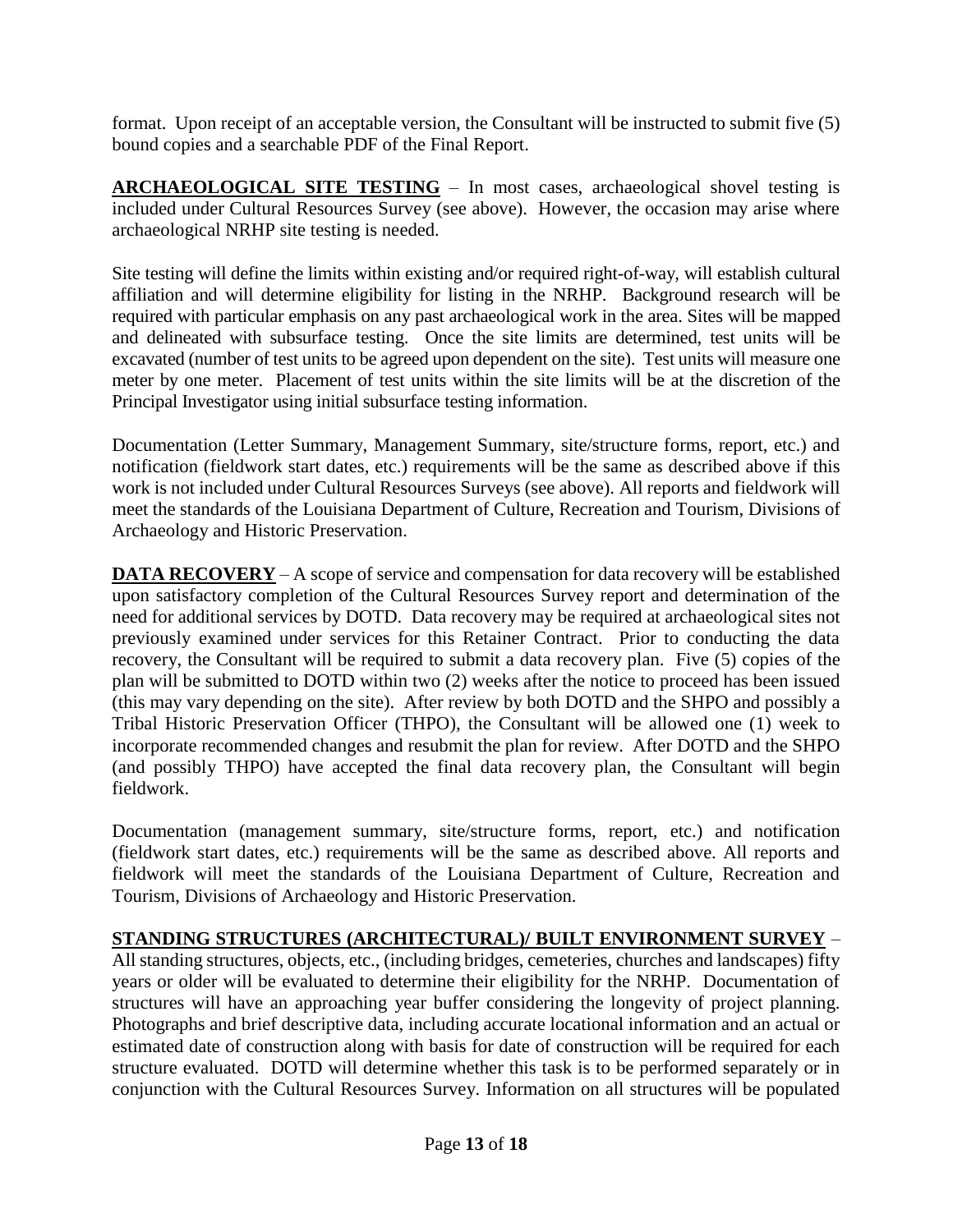format. Upon receipt of an acceptable version, the Consultant will be instructed to submit five (5) bound copies and a searchable PDF of the Final Report.

**ARCHAEOLOGICAL SITE TESTING** – In most cases, archaeological shovel testing is included under Cultural Resources Survey (see above). However, the occasion may arise where archaeological NRHP site testing is needed.

Site testing will define the limits within existing and/or required right-of-way, will establish cultural affiliation and will determine eligibility for listing in the NRHP. Background research will be required with particular emphasis on any past archaeological work in the area. Sites will be mapped and delineated with subsurface testing. Once the site limits are determined, test units will be excavated (number of test units to be agreed upon dependent on the site). Test units will measure one meter by one meter. Placement of test units within the site limits will be at the discretion of the Principal Investigator using initial subsurface testing information.

Documentation (Letter Summary, Management Summary, site/structure forms, report, etc.) and notification (fieldwork start dates, etc.) requirements will be the same as described above if this work is not included under Cultural Resources Surveys (see above). All reports and fieldwork will meet the standards of the Louisiana Department of Culture, Recreation and Tourism, Divisions of Archaeology and Historic Preservation.

**DATA RECOVERY** – A scope of service and compensation for data recovery will be established upon satisfactory completion of the Cultural Resources Survey report and determination of the need for additional services by DOTD. Data recovery may be required at archaeological sites not previously examined under services for this Retainer Contract. Prior to conducting the data recovery, the Consultant will be required to submit a data recovery plan. Five (5) copies of the plan will be submitted to DOTD within two (2) weeks after the notice to proceed has been issued (this may vary depending on the site). After review by both DOTD and the SHPO and possibly a Tribal Historic Preservation Officer (THPO), the Consultant will be allowed one (1) week to incorporate recommended changes and resubmit the plan for review. After DOTD and the SHPO (and possibly THPO) have accepted the final data recovery plan, the Consultant will begin fieldwork.

Documentation (management summary, site/structure forms, report, etc.) and notification (fieldwork start dates, etc.) requirements will be the same as described above. All reports and fieldwork will meet the standards of the Louisiana Department of Culture, Recreation and Tourism, Divisions of Archaeology and Historic Preservation.

**STANDING STRUCTURES (ARCHITECTURAL)/ BUILT ENVIRONMENT SURVEY** – All standing structures, objects, etc., (including bridges, cemeteries, churches and landscapes) fifty years or older will be evaluated to determine their eligibility for the NRHP. Documentation of structures will have an approaching year buffer considering the longevity of project planning. Photographs and brief descriptive data, including accurate locational information and an actual or estimated date of construction along with basis for date of construction will be required for each structure evaluated. DOTD will determine whether this task is to be performed separately or in conjunction with the Cultural Resources Survey. Information on all structures will be populated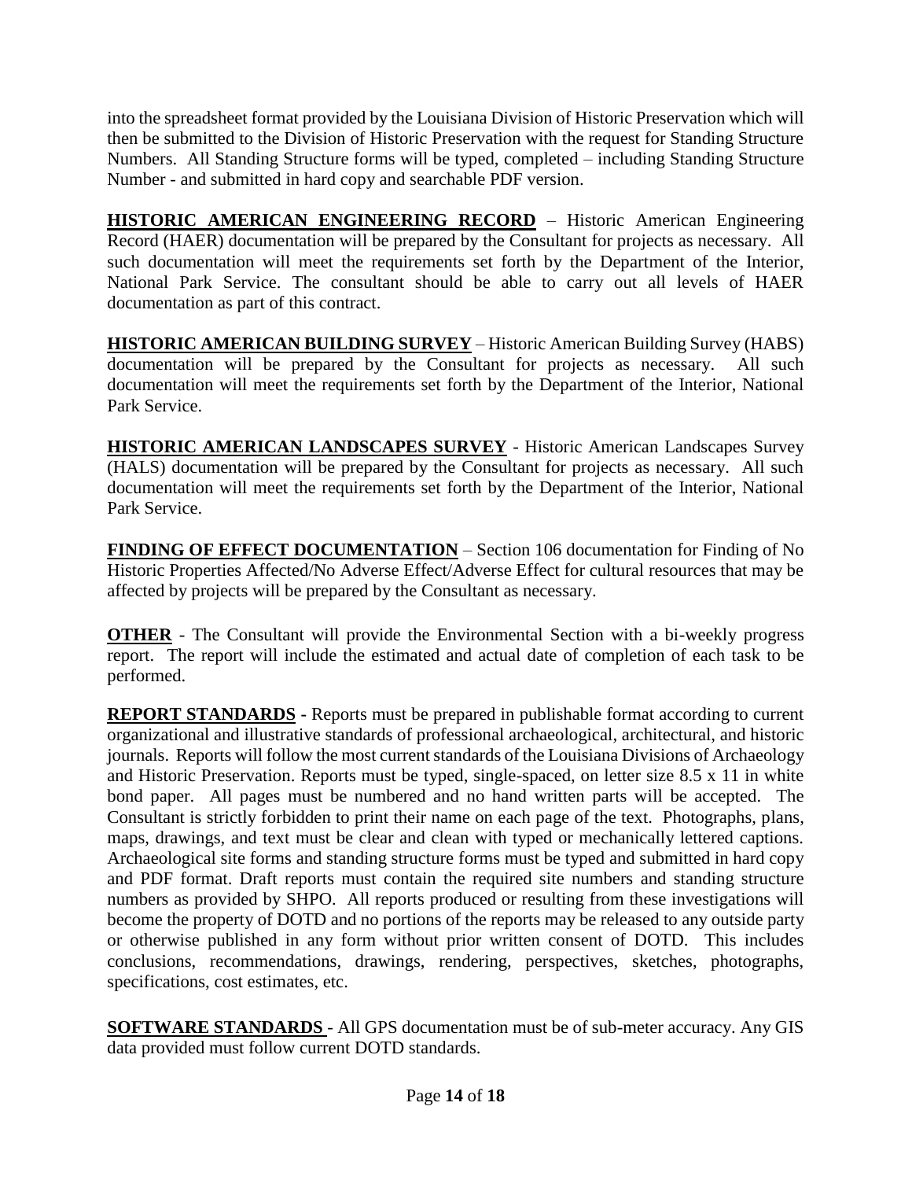into the spreadsheet format provided by the Louisiana Division of Historic Preservation which will then be submitted to the Division of Historic Preservation with the request for Standing Structure Numbers. All Standing Structure forms will be typed, completed – including Standing Structure Number - and submitted in hard copy and searchable PDF version.

**HISTORIC AMERICAN ENGINEERING RECORD** – Historic American Engineering Record (HAER) documentation will be prepared by the Consultant for projects as necessary. All such documentation will meet the requirements set forth by the Department of the Interior, National Park Service. The consultant should be able to carry out all levels of HAER documentation as part of this contract.

**HISTORIC AMERICAN BUILDING SURVEY** – Historic American Building Survey (HABS) documentation will be prepared by the Consultant for projects as necessary. All such documentation will meet the requirements set forth by the Department of the Interior, National Park Service.

**HISTORIC AMERICAN LANDSCAPES SURVEY** - Historic American Landscapes Survey (HALS) documentation will be prepared by the Consultant for projects as necessary. All such documentation will meet the requirements set forth by the Department of the Interior, National Park Service.

**FINDING OF EFFECT DOCUMENTATION** – Section 106 documentation for Finding of No Historic Properties Affected/No Adverse Effect/Adverse Effect for cultural resources that may be affected by projects will be prepared by the Consultant as necessary.

**OTHER** - The Consultant will provide the Environmental Section with a bi-weekly progress report. The report will include the estimated and actual date of completion of each task to be performed.

**REPORT STANDARDS -** Reports must be prepared in publishable format according to current organizational and illustrative standards of professional archaeological, architectural, and historic journals. Reports will follow the most current standards of the Louisiana Divisions of Archaeology and Historic Preservation. Reports must be typed, single-spaced, on letter size 8.5 x 11 in white bond paper. All pages must be numbered and no hand written parts will be accepted. The Consultant is strictly forbidden to print their name on each page of the text. Photographs, plans, maps, drawings, and text must be clear and clean with typed or mechanically lettered captions. Archaeological site forms and standing structure forms must be typed and submitted in hard copy and PDF format. Draft reports must contain the required site numbers and standing structure numbers as provided by SHPO. All reports produced or resulting from these investigations will become the property of DOTD and no portions of the reports may be released to any outside party or otherwise published in any form without prior written consent of DOTD. This includes conclusions, recommendations, drawings, rendering, perspectives, sketches, photographs, specifications, cost estimates, etc.

**SOFTWARE STANDARDS** - All GPS documentation must be of sub-meter accuracy. Any GIS data provided must follow current DOTD standards.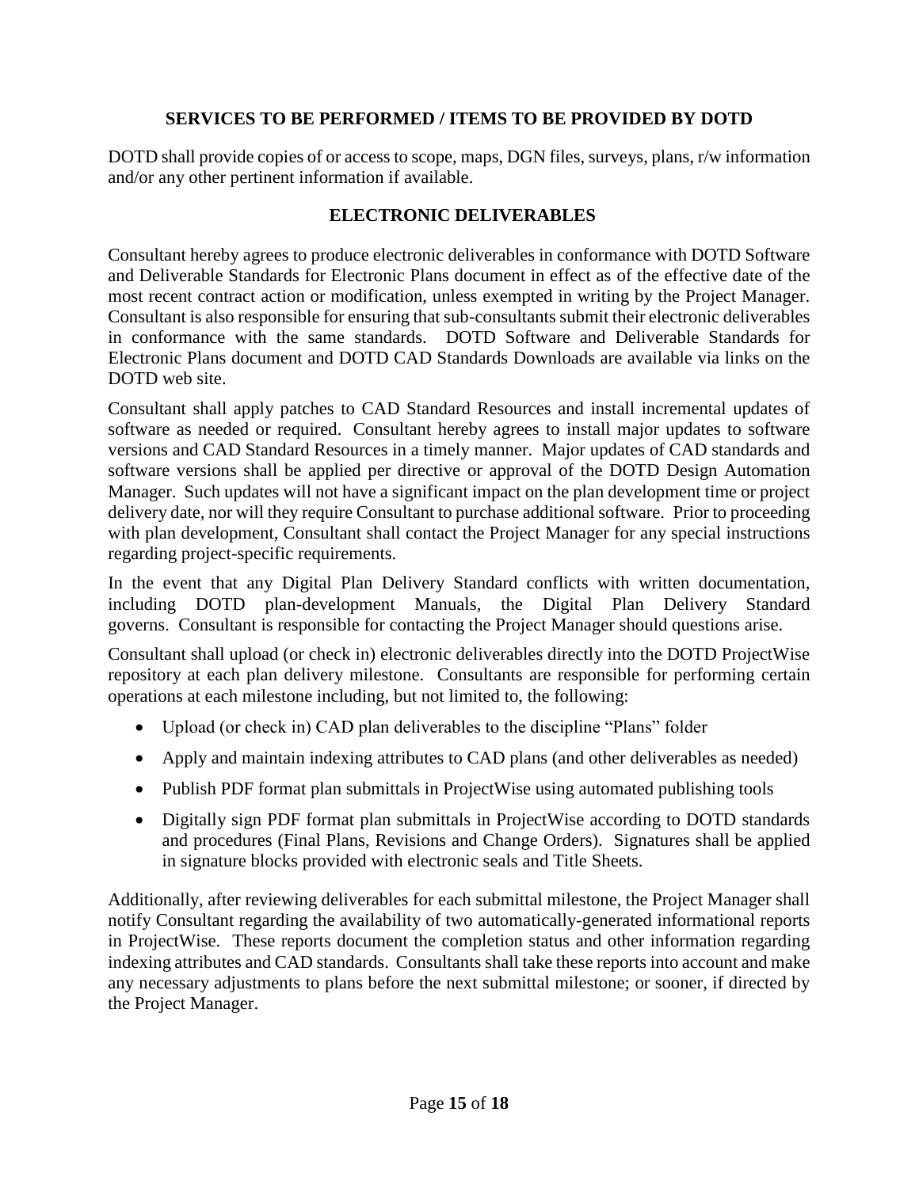## SERVICES TO BE PERFORMED / ITEMS TO BE PROVIDED BY DOTD

DOTD shall provide copies of or access to scope, maps, DGN files, surveys, plans, r/w information and/or any other pertinent information if available.

## ELECTRONIC DELIVERABLES

Consultant hereby agrees to produce electronic deliverables in conformance with DOTD Software and Deliverable Standards for Electronic Plans document in effect as of the effective date of the most recent contract action or modification, unless exempted in writing by the Project Manager. Consultant is also responsible for ensuring that sub-consultants submit their electronic deliverables in conformance with the same standards. DOTD Software and Deliverable Standards for Electronic Plans document and DOTD CAD Standards Downloads are available via links on the DOTD web site.

Consultant shall apply patches to CAD Standard Resources and install incremental updates of software as needed or required. Consultant hereby agrees to install major updates to software versions and CAD Standard Resources in a timely manner. Major updates of CAD standards and software versions shall be applied per directive or approval of the DOTD Design Automation Manager. Such updates will not have a significant impact on the plan development time or project delivery date, nor will they require Consultant to purchase additional software. Prior to proceeding with plan development, Consultant shall contact the Project Manager for any special instructions regarding project-specific requirements.

In the event that any Digital Plan Delivery Standard conflicts with written documentation, including DOTD plan-development Manuals, the Digital Plan Delivery Standard governs. Consultant is responsible for contacting the Project Manager should questions arise.

Consultant shall upload (or check in) electronic deliverables directly into the DOTD ProjectWise repository at each plan delivery milestone. Consultants are responsible for performing certain operations at each milestone including, but not limited to, the following:

- Upload (or check in) CAD plan deliverables to the discipline "Plans" folder
- Apply and maintain indexing attributes to CAD plans (and other deliverables as needed)
- Publish PDF format plan submittals in ProjectWise using automated publishing tools
- Digitally sign PDF format plan submittals in ProjectWise according to DOTD standards and procedures (Final Plans, Revisions and Change Orders). Signatures shall be applied in signature blocks provided with electronic seals and Title Sheets.

Additionally, after reviewing deliverables for each submittal milestone, the Project Manager shall notify Consultant regarding the availability of two automatically-generated informational reports in ProjectWise. These reports document the completion status and other information regarding indexing attributes and CAD standards. Consultants shall take these reports into account and make any necessary adjustments to plans before the next submittal milestone; or sooner, if directed by the Project Manager.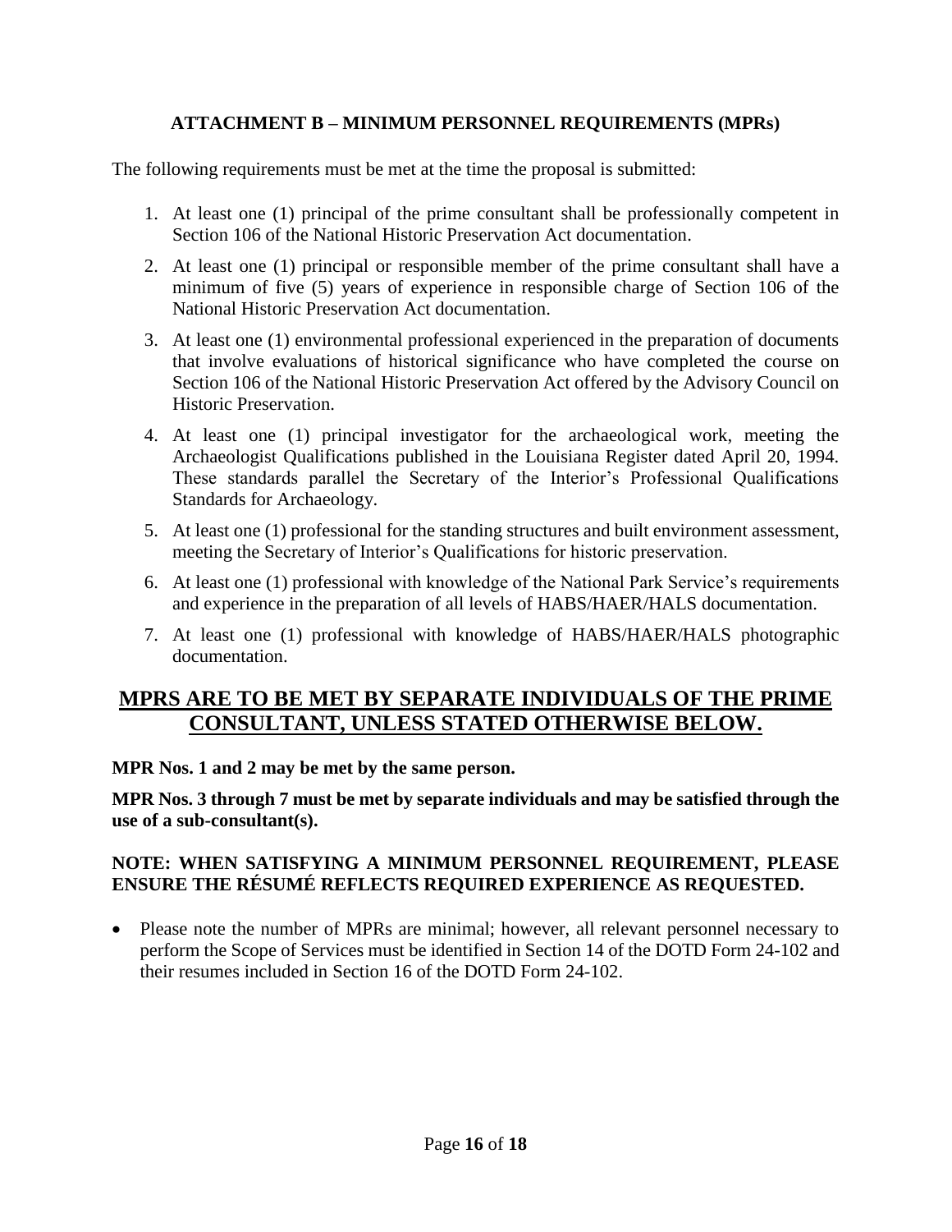## ATTACHMENT B – MINIMUM PERSONNEL REQUIREMENTS (MPRs)

The following requirements must be met at the time the proposal is submitted:

1. At least one (1) principal of the prime consultant shall be professionally competent in Section 106 of the National Historic Preservation Act documentation.
2. At least one (1) principal or responsible member of the prime consultant shall have a minimum of five (5) years of experience in responsible charge of Section 106 of the National Historic Preservation Act documentation.
3. At least one (1) environmental professional experienced in the preparation of documents that involve evaluations of historical significance who have completed the course on Section 106 of the National Historic Preservation Act offered by the Advisory Council on Historic Preservation.
4. At least one (1) principal investigator for the archaeological work, meeting the Archaeologist Qualifications published in the Louisiana Register dated April 20, 1994. These standards parallel the Secretary of the Interior's Professional Qualifications Standards for Archaeology.
5. At least one (1) professional for the standing structures and built environment assessment, meeting the Secretary of Interior's Qualifications for historic preservation.
6. At least one (1) professional with knowledge of the National Park Service's requirements and experience in the preparation of all levels of HABS/HAER/HALS documentation.
7. At least one (1) professional with knowledge of HABS/HAER/HALS photographic documentation.

## MPRS ARE TO BE MET BY SEPARATE INDIVIDUALS OF THE PRIME CONSULTANT, UNLESS STATED OTHERWISE BELOW.

**MPR Nos. 1 and 2 may be met by the same person.**

**MPR Nos. 3 through 7 must be met by separate individuals and may be satisfied through the use of a sub-consultant(s).**

**NOTE: WHEN SATISFYING A MINIMUM PERSONNEL REQUIREMENT, PLEASE ENSURE THE RÉSUMÉ REFLECTS REQUIRED EXPERIENCE AS REQUESTED.**

- Please note the number of MPRs are minimal; however, all relevant personnel necessary to perform the Scope of Services must be identified in Section 14 of the DOTD Form 24-102 and their resumes included in Section 16 of the DOTD Form 24-102.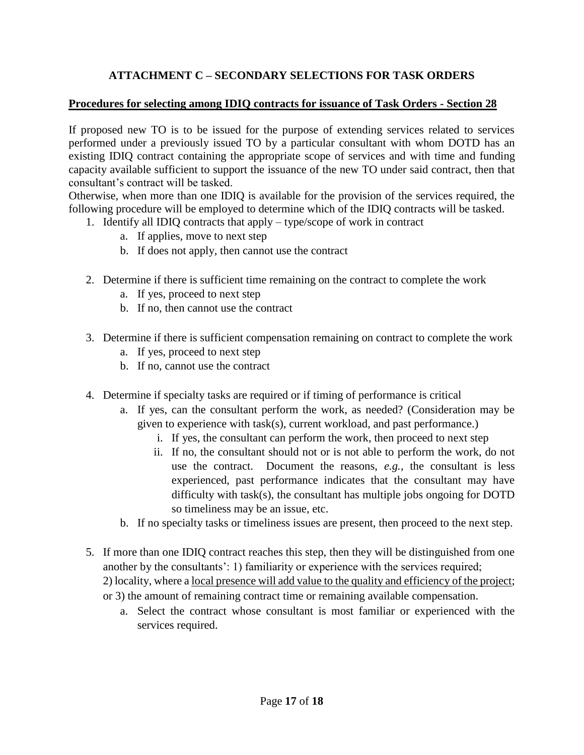## ATTACHMENT C – SECONDARY SELECTIONS FOR TASK ORDERS

**<u>Procedures for selecting among IDIQ contracts for issuance of Task Orders - Section 28</u>**

If proposed new TO is to be issued for the purpose of extending services related to services performed under a previously issued TO by a particular consultant with whom DOTD has an existing IDIQ contract containing the appropriate scope of services and with time and funding capacity available sufficient to support the issuance of the new TO under said contract, then that consultant's contract will be tasked.

Otherwise, when more than one IDIQ is available for the provision of the services required, the following procedure will be employed to determine which of the IDIQ contracts will be tasked.

1. Identify all IDIQ contracts that apply – type/scope of work in contract
   a. If applies, move to next step
   b. If does not apply, then cannot use the contract

2. Determine if there is sufficient time remaining on the contract to complete the work
   a. If yes, proceed to next step
   b. If no, then cannot use the contract

3. Determine if there is sufficient compensation remaining on contract to complete the work
   a. If yes, proceed to next step
   b. If no, cannot use the contract

4. Determine if specialty tasks are required or if timing of performance is critical
   a. If yes, can the consultant perform the work, as needed? (Consideration may be given to experience with task(s), current workload, and past performance.)
      i. If yes, the consultant can perform the work, then proceed to next step
      ii. If no, the consultant should not or is not able to perform the work, do not use the contract. Document the reasons, *e.g.*, the consultant is less experienced, past performance indicates that the consultant may have difficulty with task(s), the consultant has multiple jobs ongoing for DOTD so timeliness may be an issue, etc.
   b. If no specialty tasks or timeliness issues are present, then proceed to the next step.

5. If more than one IDIQ contract reaches this step, then they will be distinguished from one another by the consultants': 1) familiarity or experience with the services required; 2) locality, where a <u>local presence will add value to the quality and efficiency of the project</u>; or 3) the amount of remaining contract time or remaining available compensation.
   a. Select the contract whose consultant is most familiar or experienced with the services required.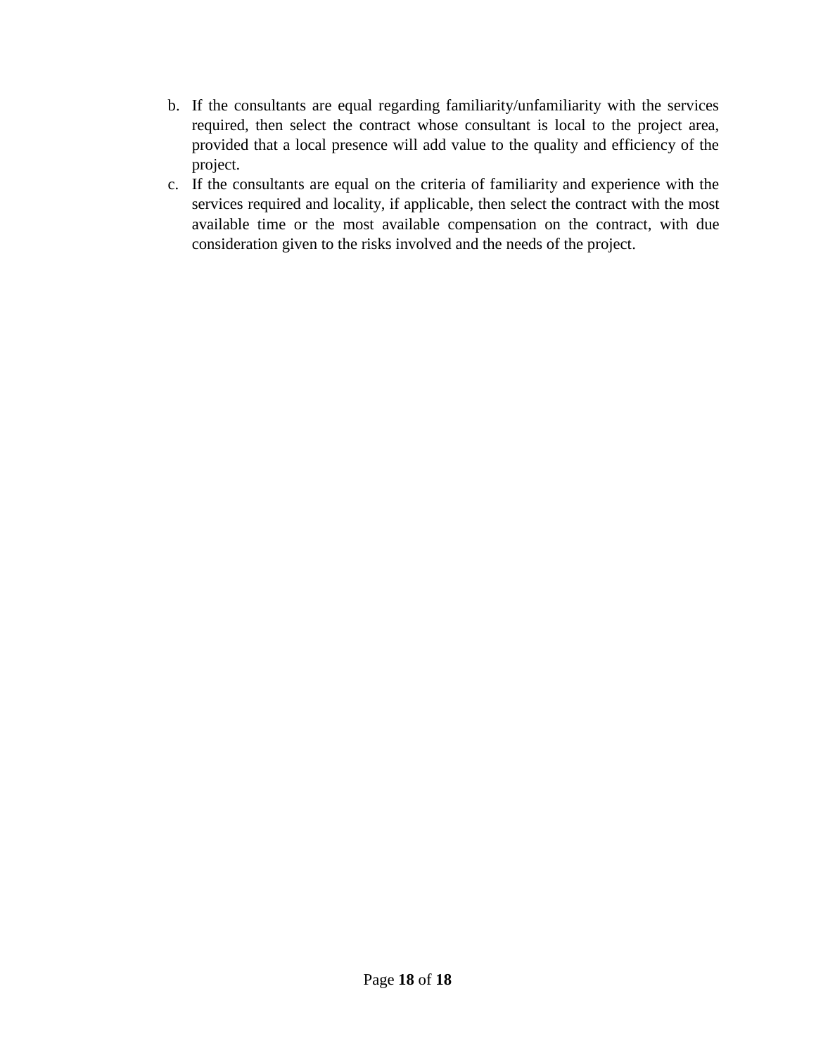b. If the consultants are equal regarding familiarity/unfamiliarity with the services required, then select the contract whose consultant is local to the project area, provided that a local presence will add value to the quality and efficiency of the project.
c. If the consultants are equal on the criteria of familiarity and experience with the services required and locality, if applicable, then select the contract with the most available time or the most available compensation on the contract, with due consideration given to the risks involved and the needs of the project.